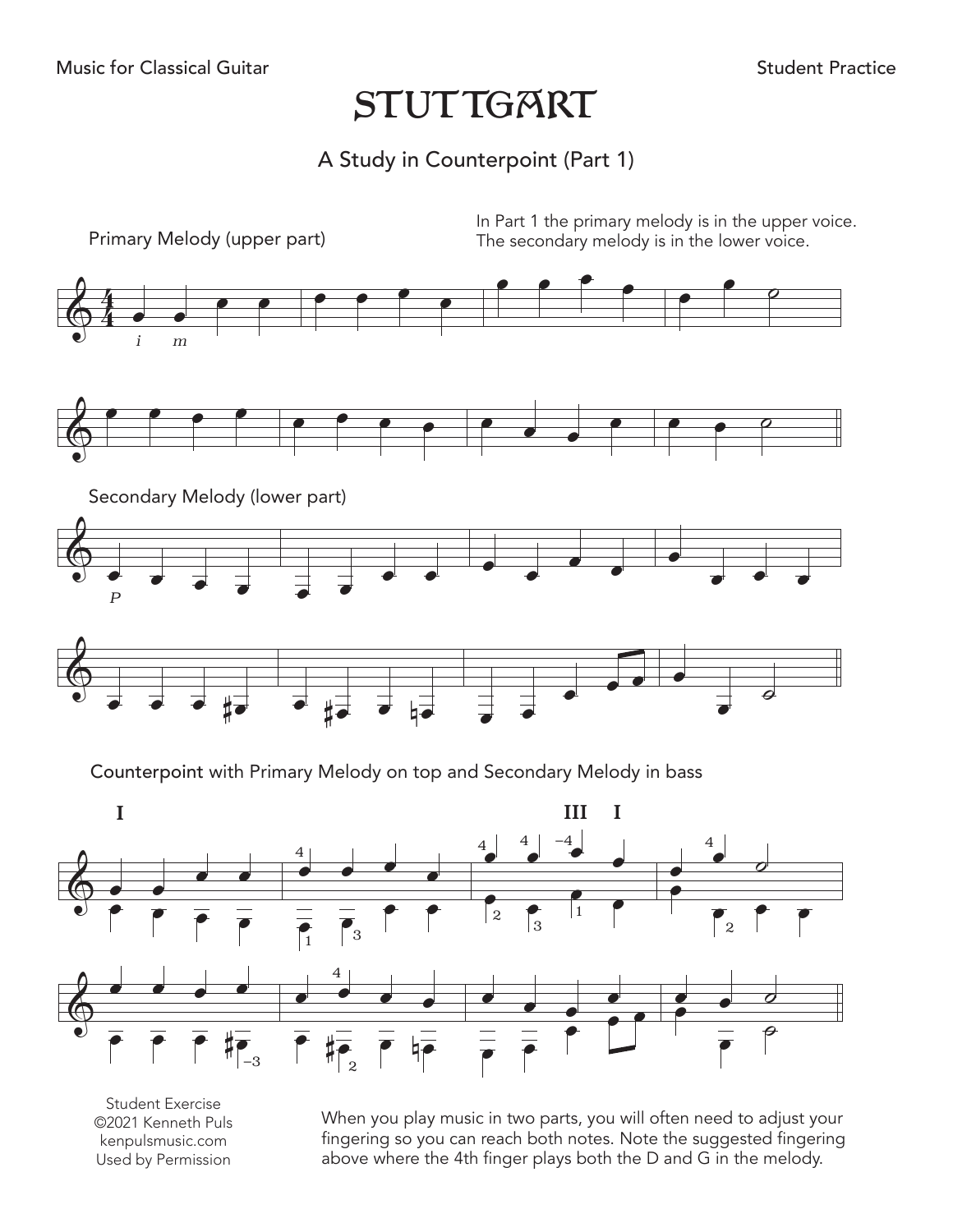# STUTTGART

## A Study in Counterpoint (Part 1)

Primary Melody (upper part)

In Part 1 the primary melody is in the upper voice.
The secondary melody is in the lower voice.

Secondary Melody (lower part)

Counterpoint with Primary Melody on top and Secondary Melody in bass

Student Exercise
©2021 Kenneth Puls
kenpulsmusic.com
Used by Permission

When you play music in two parts, you will often need to adjust your fingering so you can reach both notes. Note the suggested fingering above where the 4th finger plays both the D and G in the melody.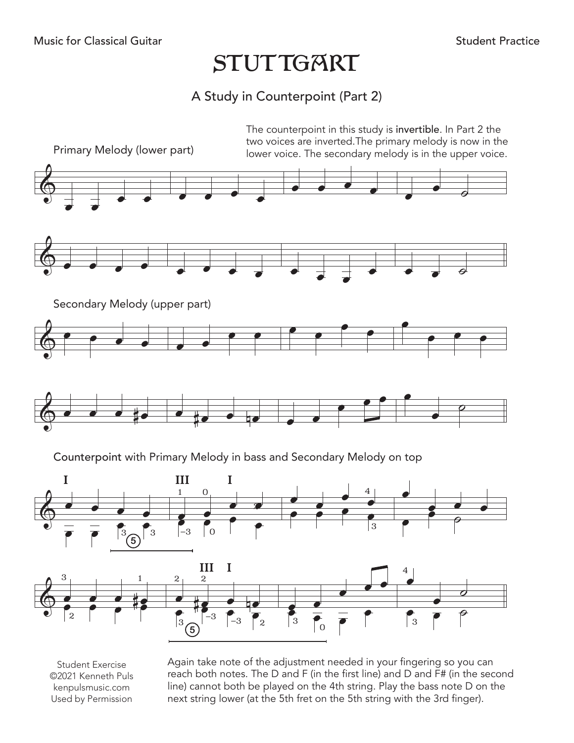# STUTTGART

## A Study in Counterpoint (Part 2)

The counterpoint in this study is **invertible**. In Part 2 the two voices are inverted. The primary melody is now in the lower voice. The secondary melody is in the upper voice.

Primary Melody (lower part)

Secondary Melody (upper part)

**Counterpoint** with Primary Melody in bass and Secondary Melody on top

Again take note of the adjustment needed in your fingering so you can reach both notes. The D and F (in the first line) and D and F# (in the second line) cannot both be played on the 4th string. Play the bass note D on the next string lower (at the 5th fret on the 5th string with the 3rd finger).

Student Exercise
©2021 Kenneth Puls
kenpulsmusic.com
Used by Permission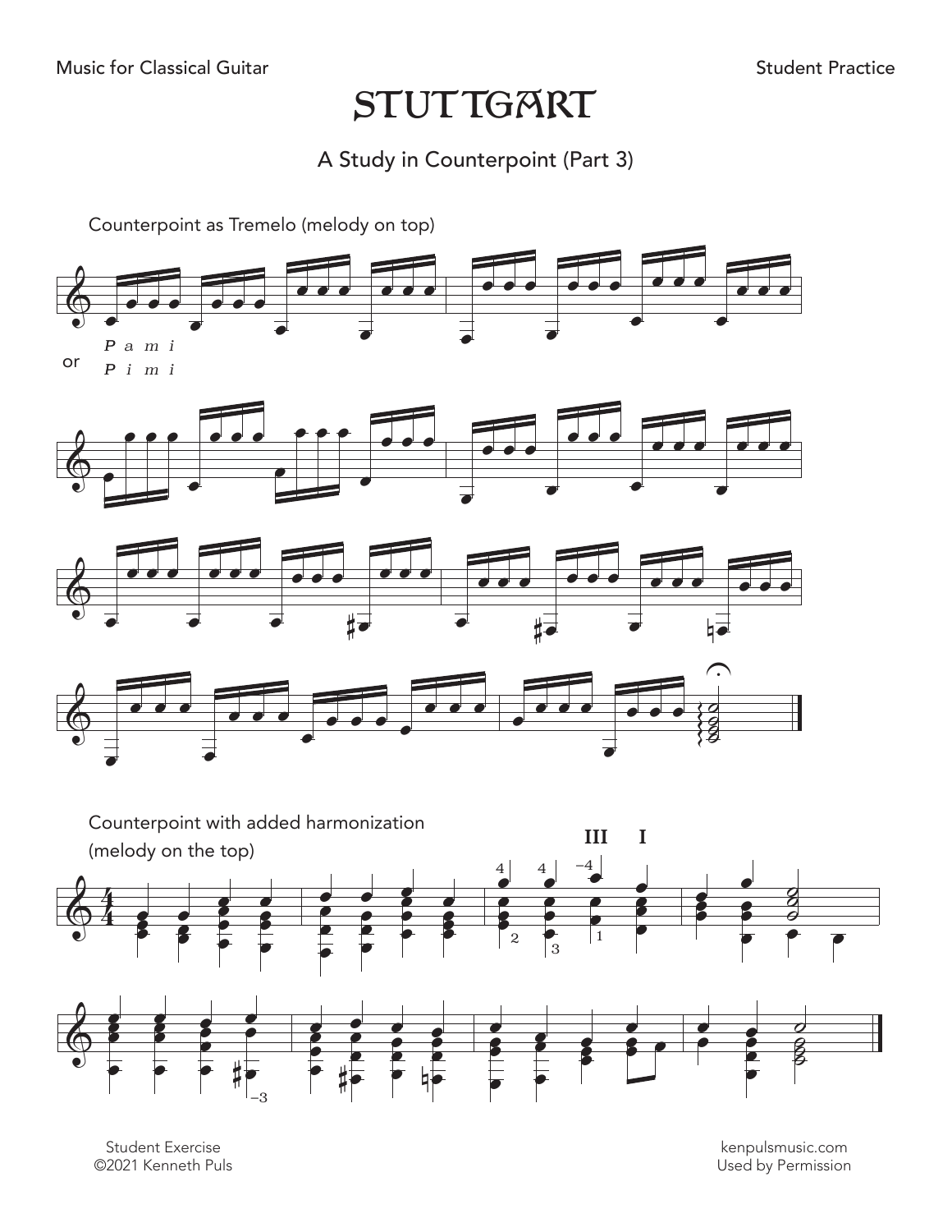# STUTTGART

A Study in Counterpoint (Part 3)

Counterpoint as Tremelo (melody on top)

*P a m i*

or

*P i m i*

Counterpoint with added harmonization

(melody on the top)

Student Exercise
©2021 Kenneth Puls

kenpulsmusic.com
Used by Permission